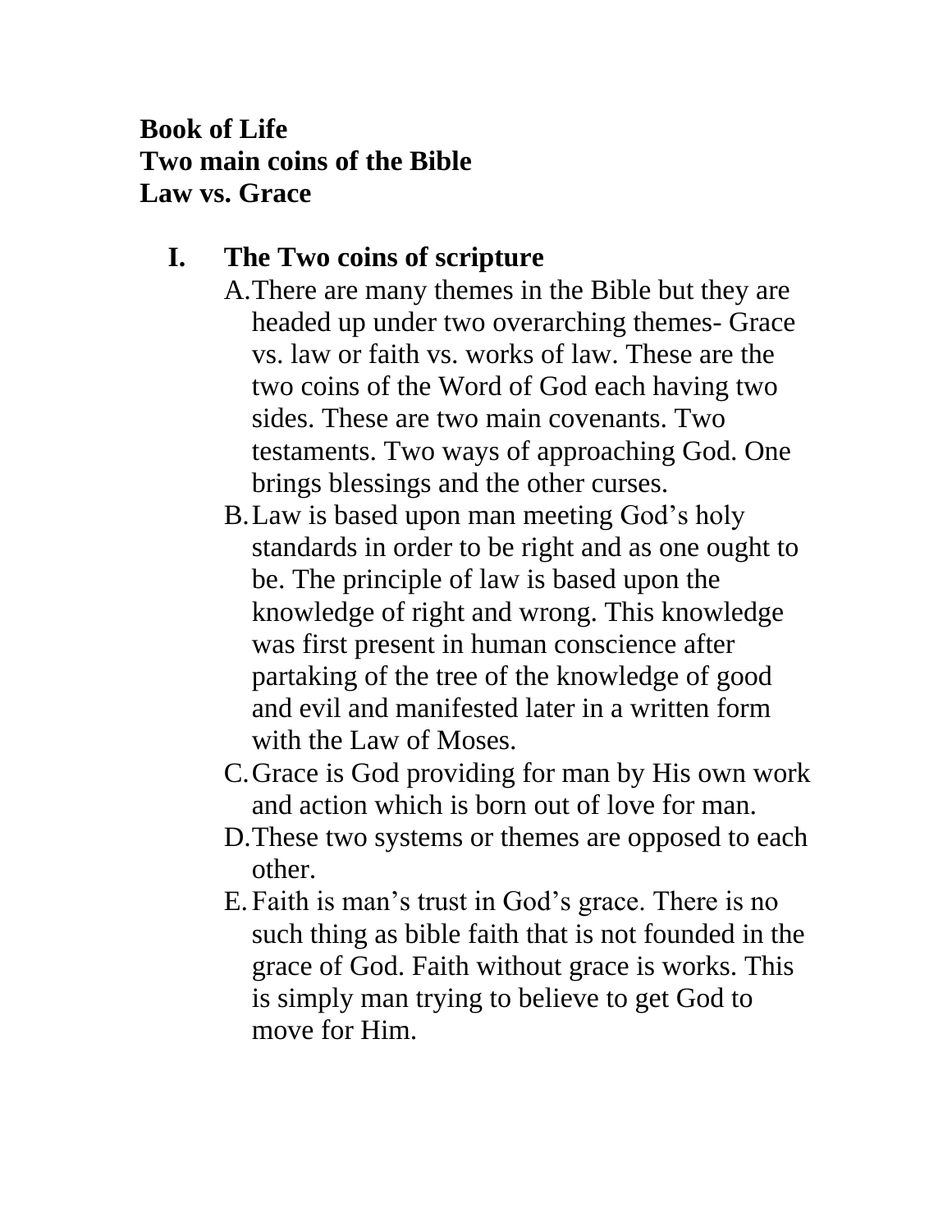**Book of Life**
**Two main coins of the Bible**
**Law vs. Grace**

## I. The Two coins of scripture

A. There are many themes in the Bible but they are headed up under two overarching themes- Grace vs. law or faith vs. works of law. These are the two coins of the Word of God each having two sides. These are two main covenants. Two testaments. Two ways of approaching God. One brings blessings and the other curses.

B. Law is based upon man meeting God's holy standards in order to be right and as one ought to be. The principle of law is based upon the knowledge of right and wrong. This knowledge was first present in human conscience after partaking of the tree of the knowledge of good and evil and manifested later in a written form with the Law of Moses.

C. Grace is God providing for man by His own work and action which is born out of love for man.

D. These two systems or themes are opposed to each other.

E. Faith is man's trust in God's grace. There is no such thing as bible faith that is not founded in the grace of God. Faith without grace is works. This is simply man trying to believe to get God to move for Him.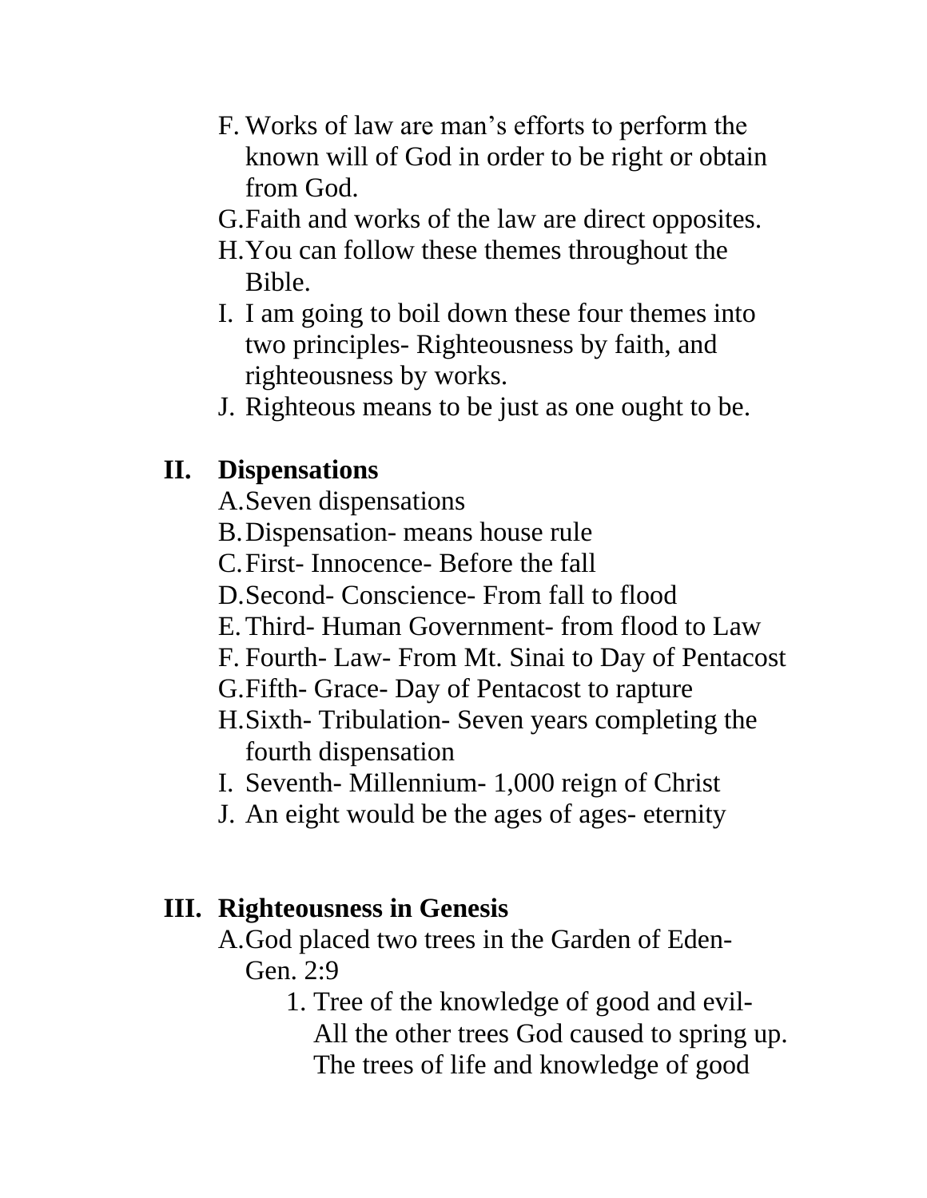F. Works of law are man's efforts to perform the known will of God in order to be right or obtain from God.
G. Faith and works of the law are direct opposites.
H. You can follow these themes throughout the Bible.
I. I am going to boil down these four themes into two principles- Righteousness by faith, and righteousness by works.
J. Righteous means to be just as one ought to be.

## II. Dispensations

A. Seven dispensations
B. Dispensation- means house rule
C. First- Innocence- Before the fall
D. Second- Conscience- From fall to flood
E. Third- Human Government- from flood to Law
F. Fourth- Law- From Mt. Sinai to Day of Pentacost
G. Fifth- Grace- Day of Pentacost to rapture
H. Sixth- Tribulation- Seven years completing the fourth dispensation
I. Seventh- Millennium- 1,000 reign of Christ
J. An eight would be the ages of ages- eternity

## III. Righteousness in Genesis

A. God placed two trees in the Garden of Eden- Gen. 2:9
   1. Tree of the knowledge of good and evil- All the other trees God caused to spring up. The trees of life and knowledge of good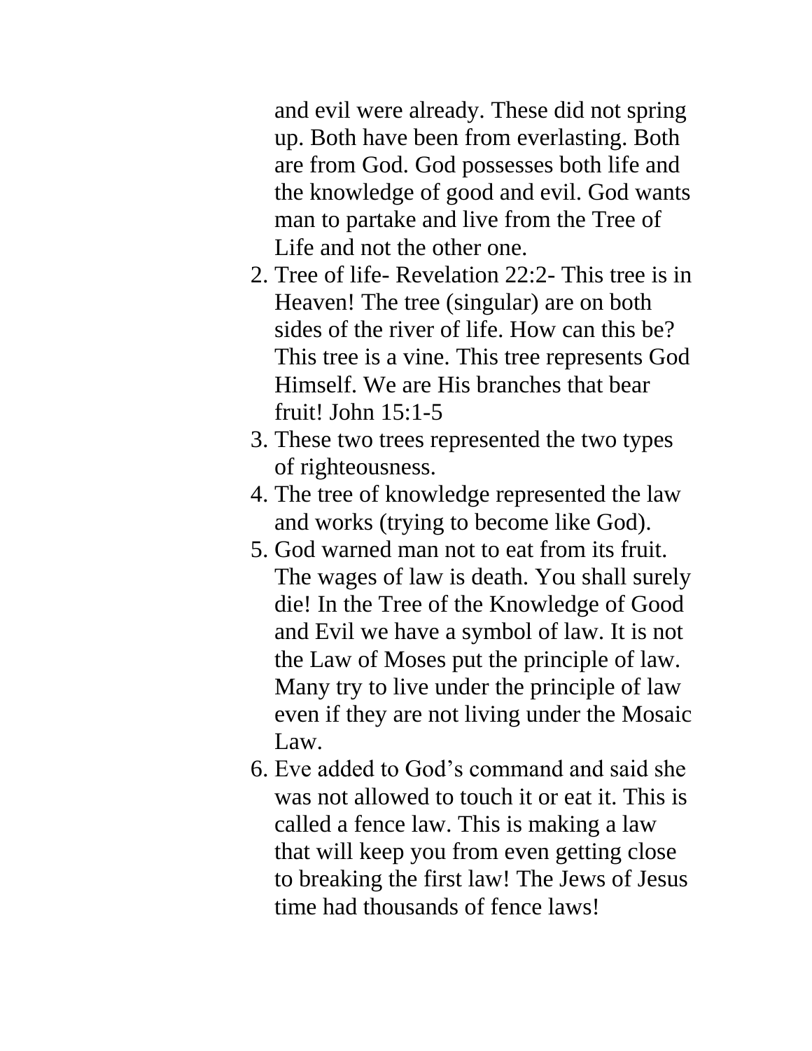and evil were already. These did not spring up. Both have been from everlasting. Both are from God. God possesses both life and the knowledge of good and evil. God wants man to partake and live from the Tree of Life and not the other one.

2. Tree of life- Revelation 22:2- This tree is in Heaven! The tree (singular) are on both sides of the river of life. How can this be? This tree is a vine. This tree represents God Himself. We are His branches that bear fruit! John 15:1-5
3. These two trees represented the two types of righteousness.
4. The tree of knowledge represented the law and works (trying to become like God).
5. God warned man not to eat from its fruit. The wages of law is death. You shall surely die! In the Tree of the Knowledge of Good and Evil we have a symbol of law. It is not the Law of Moses put the principle of law. Many try to live under the principle of law even if they are not living under the Mosaic Law.
6. Eve added to God's command and said she was not allowed to touch it or eat it. This is called a fence law. This is making a law that will keep you from even getting close to breaking the first law! The Jews of Jesus time had thousands of fence laws!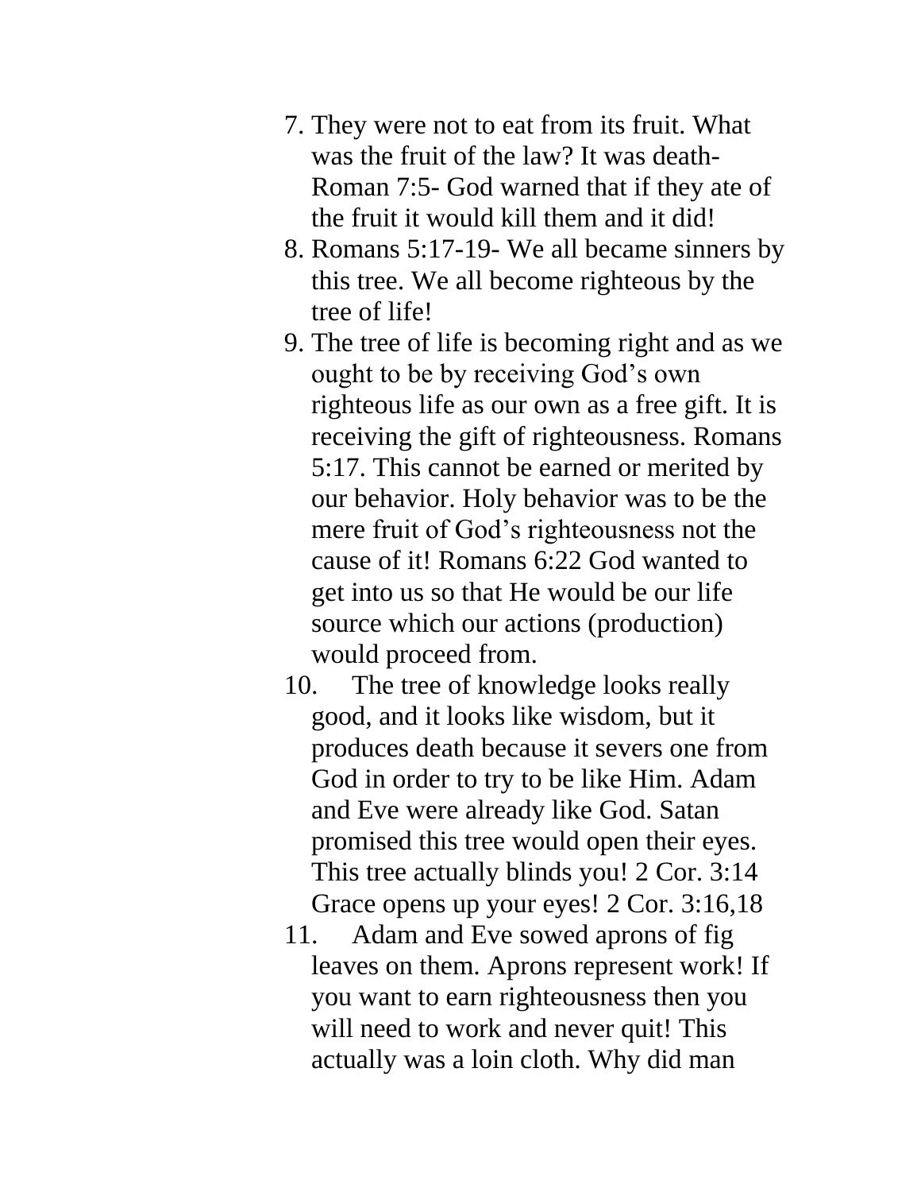7. They were not to eat from its fruit. What was the fruit of the law? It was death- Roman 7:5- God warned that if they ate of the fruit it would kill them and it did!
8. Romans 5:17-19- We all became sinners by this tree. We all become righteous by the tree of life!
9. The tree of life is becoming right and as we ought to be by receiving God's own righteous life as our own as a free gift. It is receiving the gift of righteousness. Romans 5:17. This cannot be earned or merited by our behavior. Holy behavior was to be the mere fruit of God's righteousness not the cause of it! Romans 6:22 God wanted to get into us so that He would be our life source which our actions (production) would proceed from.
10. The tree of knowledge looks really good, and it looks like wisdom, but it produces death because it severs one from God in order to try to be like Him. Adam and Eve were already like God. Satan promised this tree would open their eyes. This tree actually blinds you! 2 Cor. 3:14 Grace opens up your eyes! 2 Cor. 3:16,18
11. Adam and Eve sowed aprons of fig leaves on them. Aprons represent work! If you want to earn righteousness then you will need to work and never quit! This actually was a loin cloth. Why did man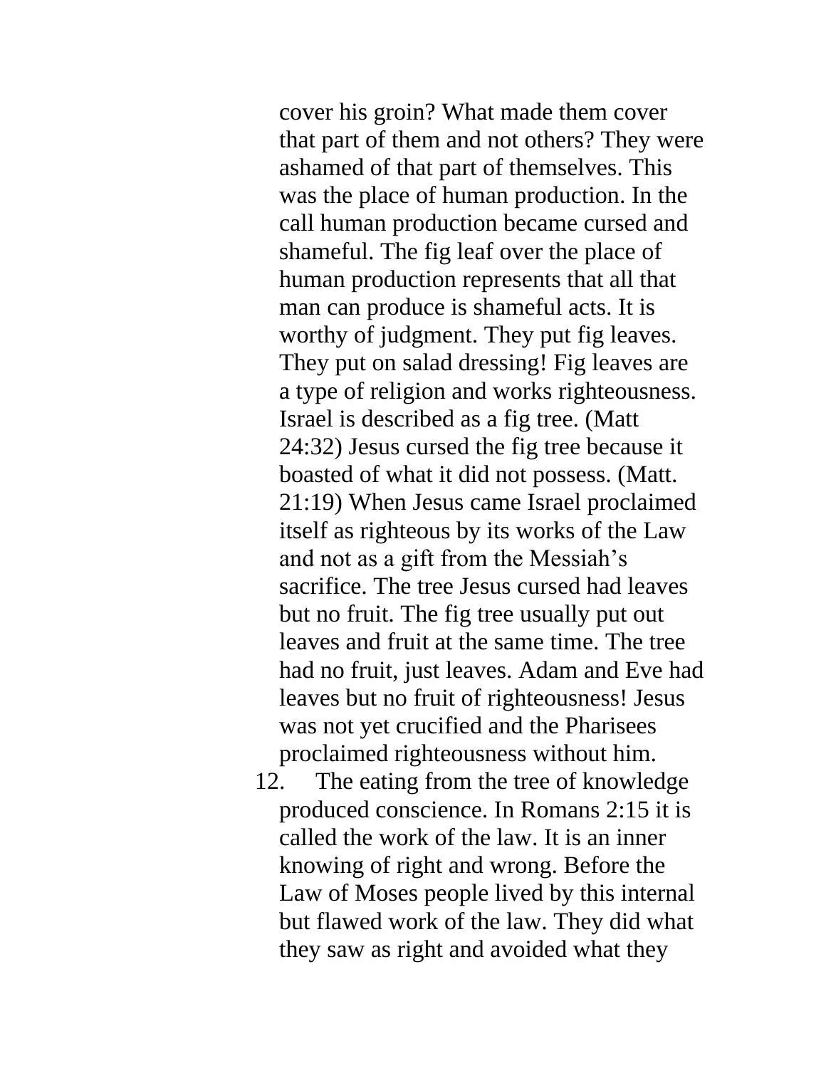cover his groin? What made them cover that part of them and not others? They were ashamed of that part of themselves. This was the place of human production. In the call human production became cursed and shameful. The fig leaf over the place of human production represents that all that man can produce is shameful acts. It is worthy of judgment. They put fig leaves. They put on salad dressing! Fig leaves are a type of religion and works righteousness. Israel is described as a fig tree. (Matt 24:32) Jesus cursed the fig tree because it boasted of what it did not possess. (Matt. 21:19) When Jesus came Israel proclaimed itself as righteous by its works of the Law and not as a gift from the Messiah's sacrifice. The tree Jesus cursed had leaves but no fruit. The fig tree usually put out leaves and fruit at the same time. The tree had no fruit, just leaves. Adam and Eve had leaves but no fruit of righteousness! Jesus was not yet crucified and the Pharisees proclaimed righteousness without him.

12. The eating from the tree of knowledge produced conscience. In Romans 2:15 it is called the work of the law. It is an inner knowing of right and wrong. Before the Law of Moses people lived by this internal but flawed work of the law. They did what they saw as right and avoided what they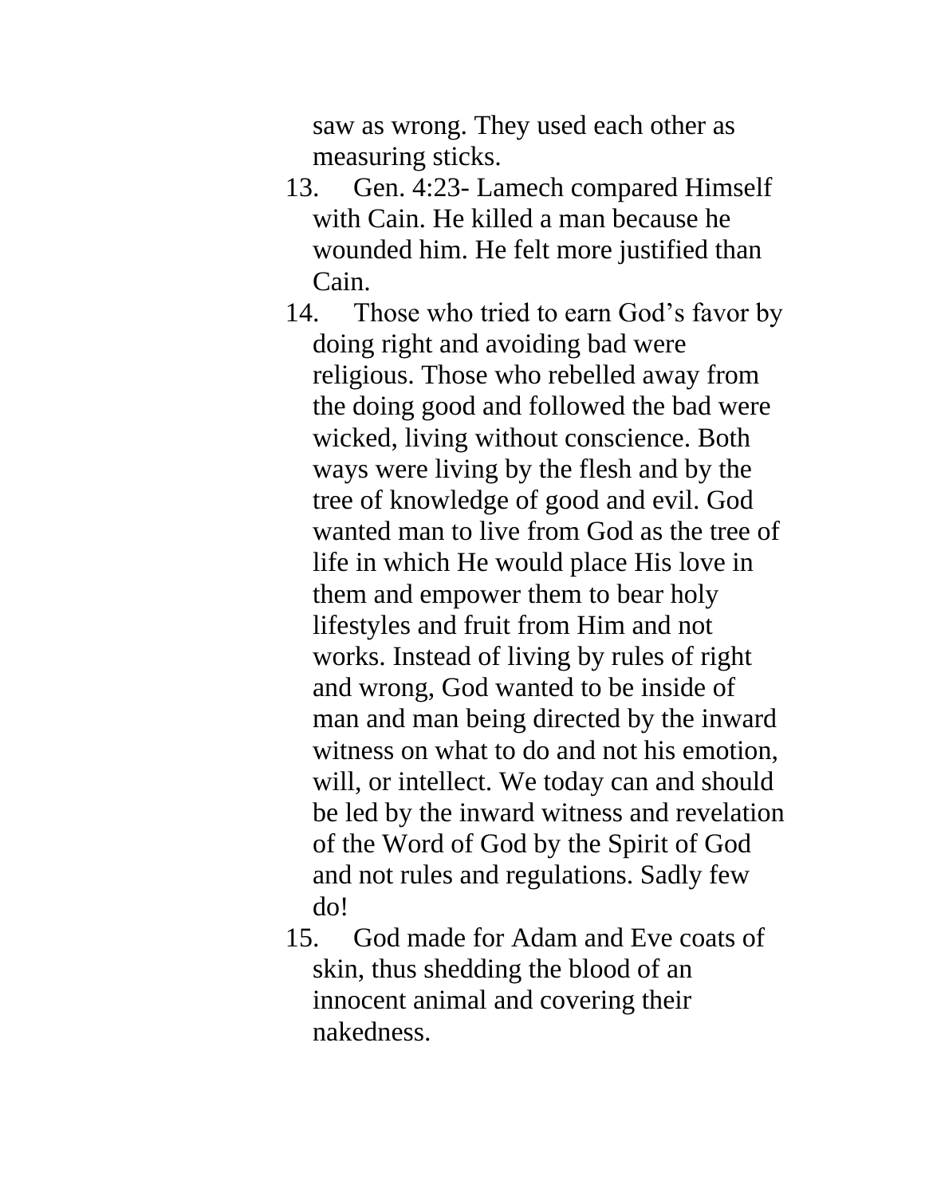saw as wrong. They used each other as measuring sticks.

13. Gen. 4:23- Lamech compared Himself with Cain. He killed a man because he wounded him. He felt more justified than Cain.
14. Those who tried to earn God's favor by doing right and avoiding bad were religious. Those who rebelled away from the doing good and followed the bad were wicked, living without conscience. Both ways were living by the flesh and by the tree of knowledge of good and evil. God wanted man to live from God as the tree of life in which He would place His love in them and empower them to bear holy lifestyles and fruit from Him and not works. Instead of living by rules of right and wrong, God wanted to be inside of man and man being directed by the inward witness on what to do and not his emotion, will, or intellect. We today can and should be led by the inward witness and revelation of the Word of God by the Spirit of God and not rules and regulations. Sadly few do!
15. God made for Adam and Eve coats of skin, thus shedding the blood of an innocent animal and covering their nakedness.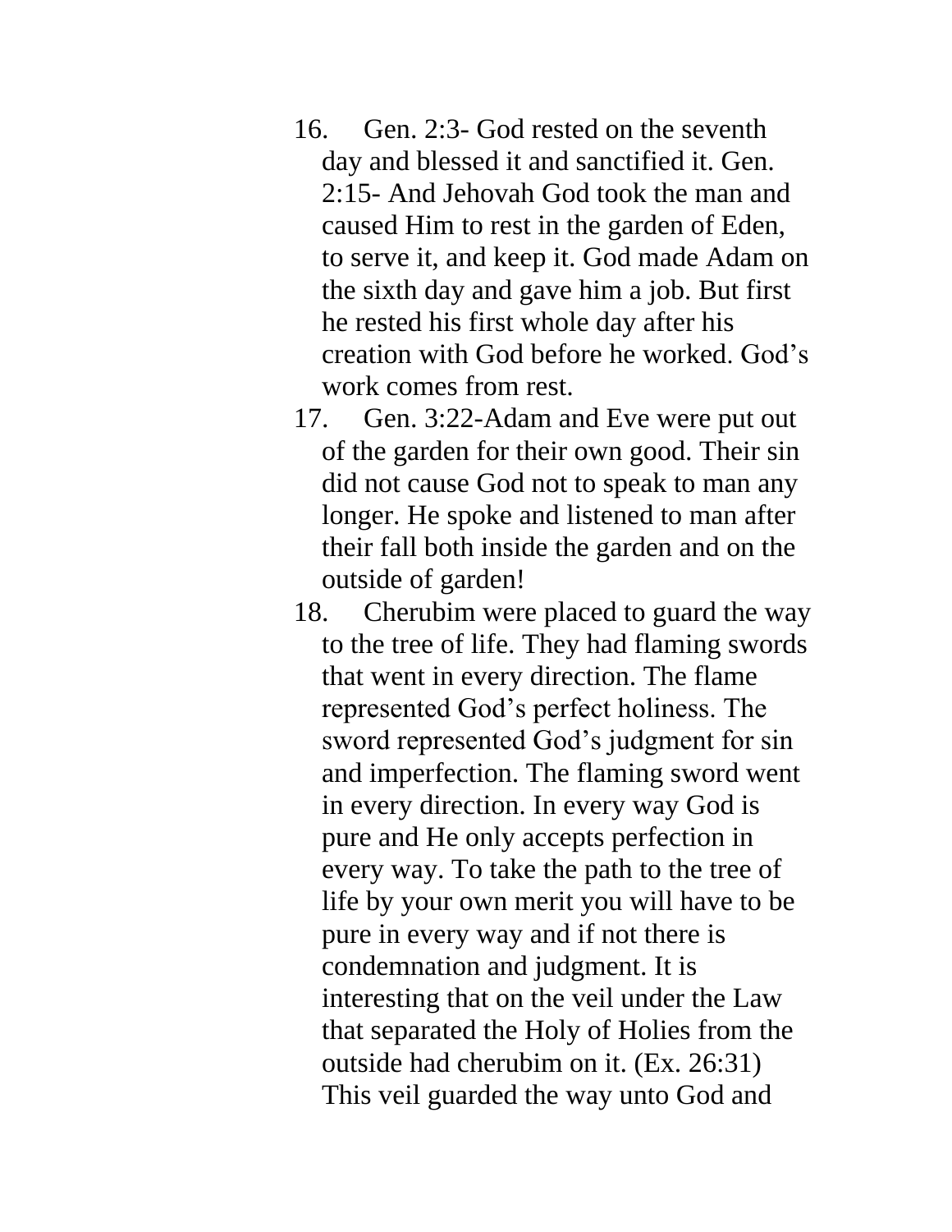16. Gen. 2:3- God rested on the seventh day and blessed it and sanctified it. Gen. 2:15- And Jehovah God took the man and caused Him to rest in the garden of Eden, to serve it, and keep it. God made Adam on the sixth day and gave him a job. But first he rested his first whole day after his creation with God before he worked. God's work comes from rest.
17. Gen. 3:22-Adam and Eve were put out of the garden for their own good. Their sin did not cause God not to speak to man any longer. He spoke and listened to man after their fall both inside the garden and on the outside of garden!
18. Cherubim were placed to guard the way to the tree of life. They had flaming swords that went in every direction. The flame represented God's perfect holiness. The sword represented God's judgment for sin and imperfection. The flaming sword went in every direction. In every way God is pure and He only accepts perfection in every way. To take the path to the tree of life by your own merit you will have to be pure in every way and if not there is condemnation and judgment. It is interesting that on the veil under the Law that separated the Holy of Holies from the outside had cherubim on it. (Ex. 26:31) This veil guarded the way unto God and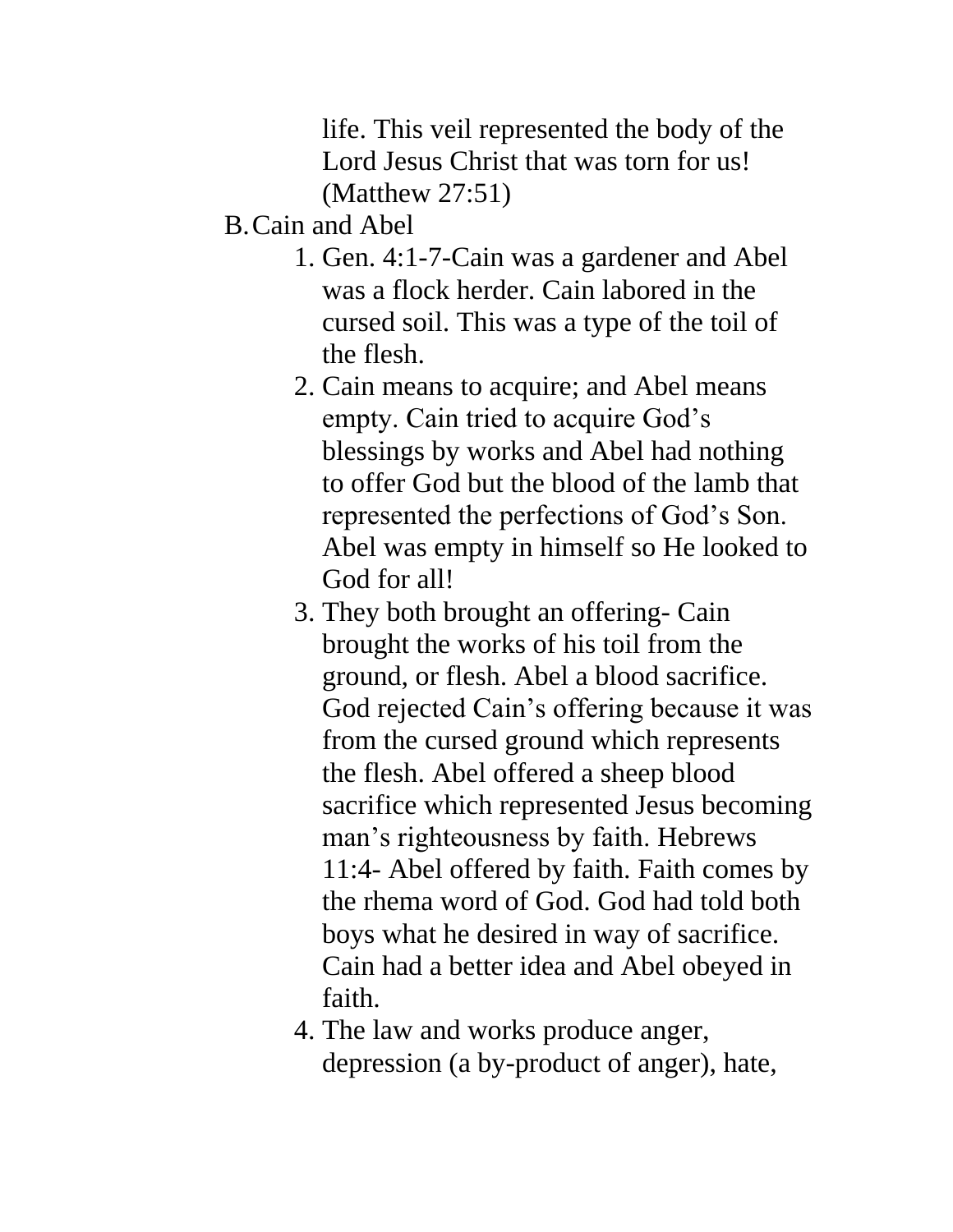life. This veil represented the body of the Lord Jesus Christ that was torn for us! (Matthew 27:51)

B. Cain and Abel

1. Gen. 4:1-7-Cain was a gardener and Abel was a flock herder. Cain labored in the cursed soil. This was a type of the toil of the flesh.
2. Cain means to acquire; and Abel means empty. Cain tried to acquire God's blessings by works and Abel had nothing to offer God but the blood of the lamb that represented the perfections of God's Son. Abel was empty in himself so He looked to God for all!
3. They both brought an offering- Cain brought the works of his toil from the ground, or flesh. Abel a blood sacrifice. God rejected Cain's offering because it was from the cursed ground which represents the flesh. Abel offered a sheep blood sacrifice which represented Jesus becoming man's righteousness by faith. Hebrews 11:4- Abel offered by faith. Faith comes by the rhema word of God. God had told both boys what he desired in way of sacrifice. Cain had a better idea and Abel obeyed in faith.
4. The law and works produce anger, depression (a by-product of anger), hate,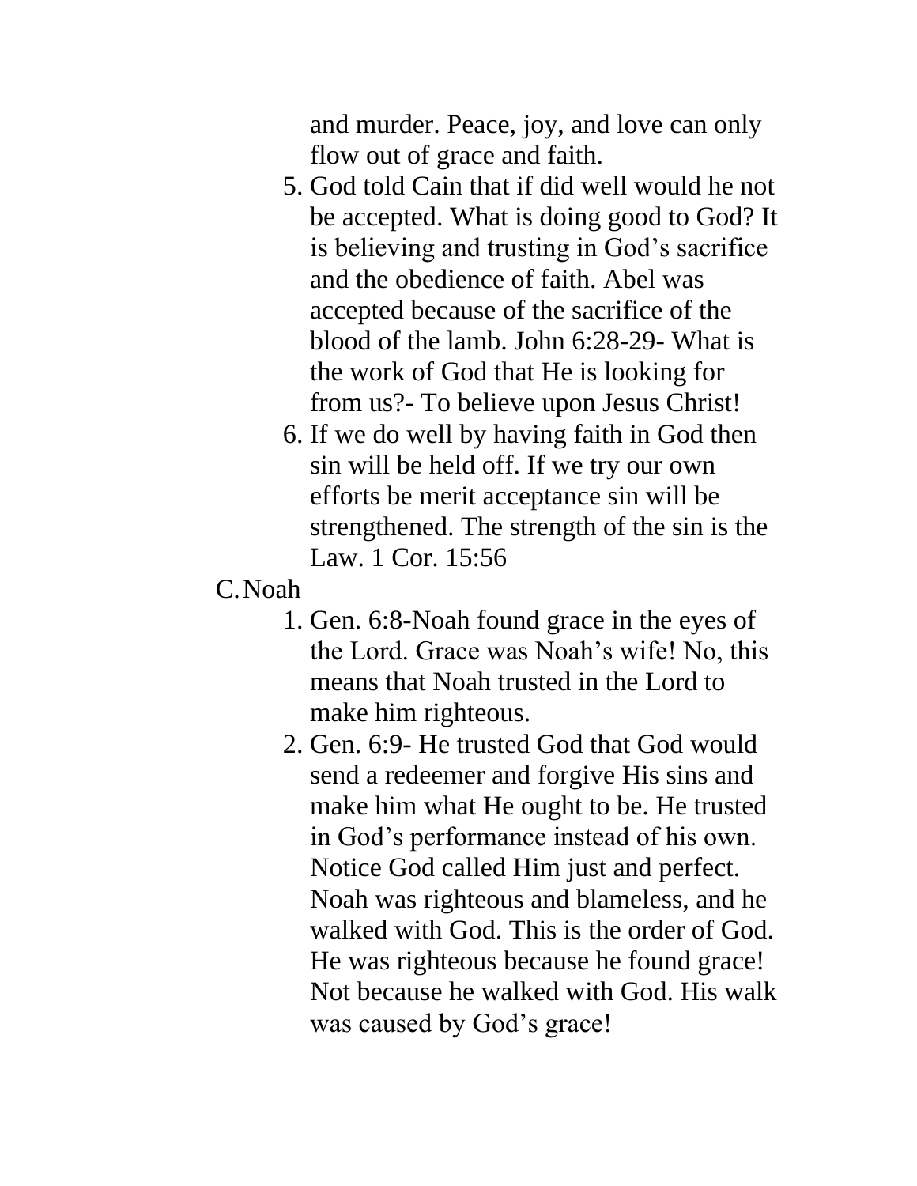and murder. Peace, joy, and love can only flow out of grace and faith.

5. God told Cain that if did well would he not be accepted. What is doing good to God? It is believing and trusting in God's sacrifice and the obedience of faith. Abel was accepted because of the sacrifice of the blood of the lamb. John 6:28-29- What is the work of God that He is looking for from us?- To believe upon Jesus Christ!
6. If we do well by having faith in God then sin will be held off. If we try our own efforts be merit acceptance sin will be strengthened. The strength of the sin is the Law. 1 Cor. 15:56

C. Noah

1. Gen. 6:8-Noah found grace in the eyes of the Lord. Grace was Noah's wife! No, this means that Noah trusted in the Lord to make him righteous.
2. Gen. 6:9- He trusted God that God would send a redeemer and forgive His sins and make him what He ought to be. He trusted in God's performance instead of his own. Notice God called Him just and perfect. Noah was righteous and blameless, and he walked with God. This is the order of God. He was righteous because he found grace! Not because he walked with God. His walk was caused by God's grace!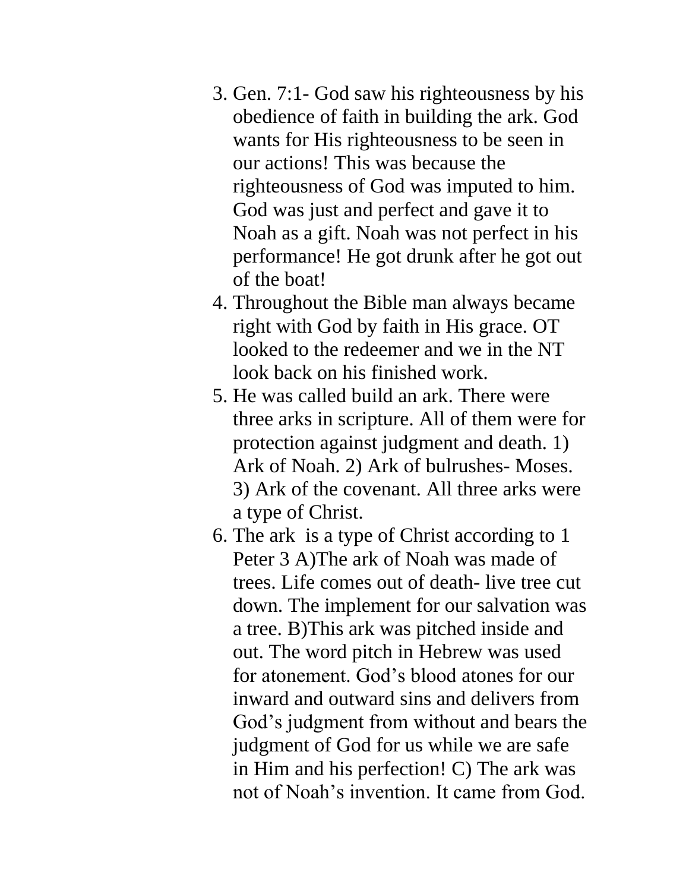3. Gen. 7:1- God saw his righteousness by his obedience of faith in building the ark. God wants for His righteousness to be seen in our actions! This was because the righteousness of God was imputed to him. God was just and perfect and gave it to Noah as a gift. Noah was not perfect in his performance! He got drunk after he got out of the boat!
4. Throughout the Bible man always became right with God by faith in His grace. OT looked to the redeemer and we in the NT look back on his finished work.
5. He was called build an ark. There were three arks in scripture. All of them were for protection against judgment and death. 1) Ark of Noah. 2) Ark of bulrushes- Moses. 3) Ark of the covenant. All three arks were a type of Christ.
6. The ark  is a type of Christ according to 1 Peter 3 A)The ark of Noah was made of trees. Life comes out of death- live tree cut down. The implement for our salvation was a tree. B)This ark was pitched inside and out. The word pitch in Hebrew was used for atonement. God's blood atones for our inward and outward sins and delivers from God's judgment from without and bears the judgment of God for us while we are safe in Him and his perfection! C) The ark was not of Noah's invention. It came from God.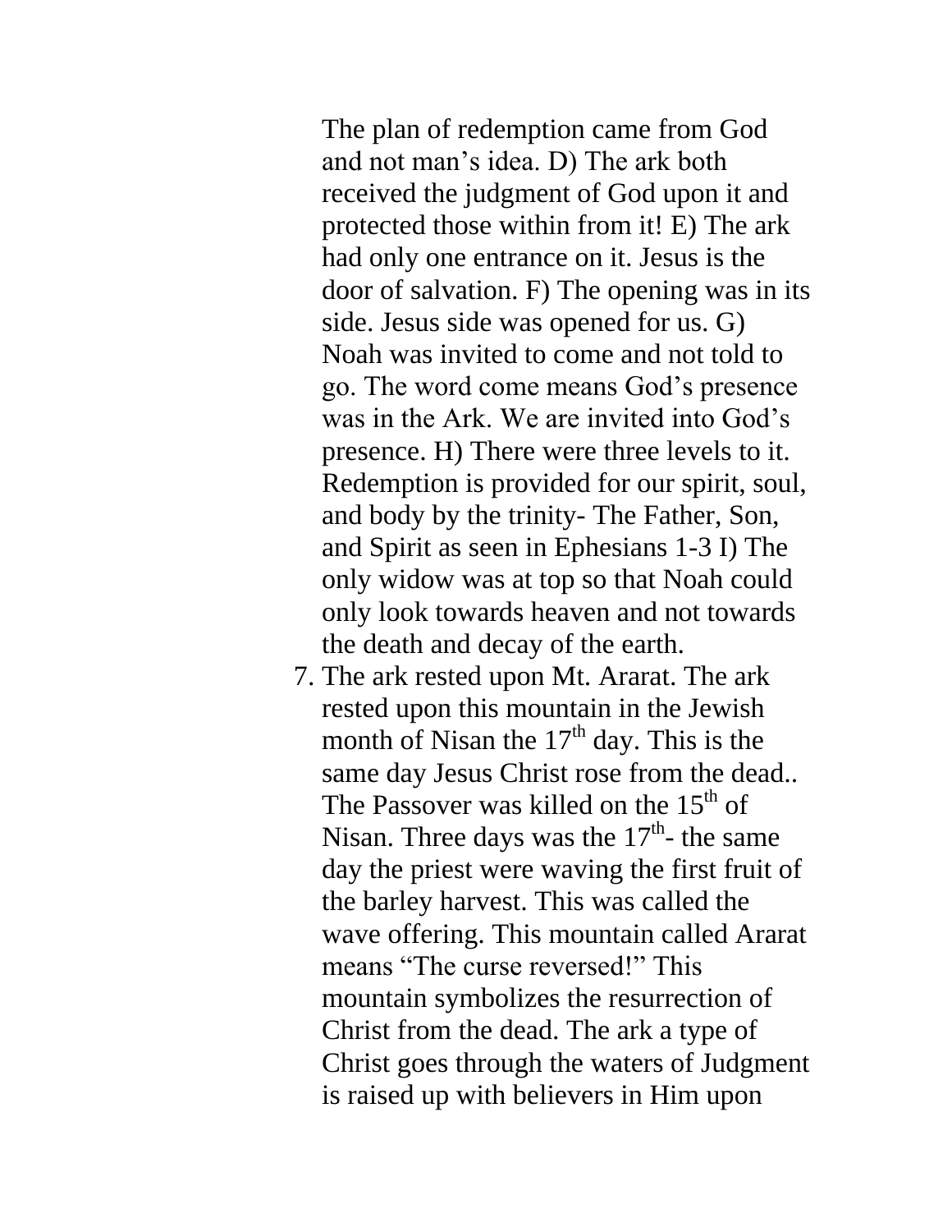The plan of redemption came from God and not man's idea. D) The ark both received the judgment of God upon it and protected those within from it! E) The ark had only one entrance on it. Jesus is the door of salvation. F) The opening was in its side. Jesus side was opened for us. G) Noah was invited to come and not told to go. The word come means God's presence was in the Ark. We are invited into God's presence. H) There were three levels to it. Redemption is provided for our spirit, soul, and body by the trinity- The Father, Son, and Spirit as seen in Ephesians 1-3 I) The only widow was at top so that Noah could only look towards heaven and not towards the death and decay of the earth.

7. The ark rested upon Mt. Ararat. The ark rested upon this mountain in the Jewish month of Nisan the 17th day. This is the same day Jesus Christ rose from the dead.. The Passover was killed on the 15th of Nisan. Three days was the 17th- the same day the priest were waving the first fruit of the barley harvest. This was called the wave offering. This mountain called Ararat means "The curse reversed!" This mountain symbolizes the resurrection of Christ from the dead. The ark a type of Christ goes through the waters of Judgment is raised up with believers in Him upon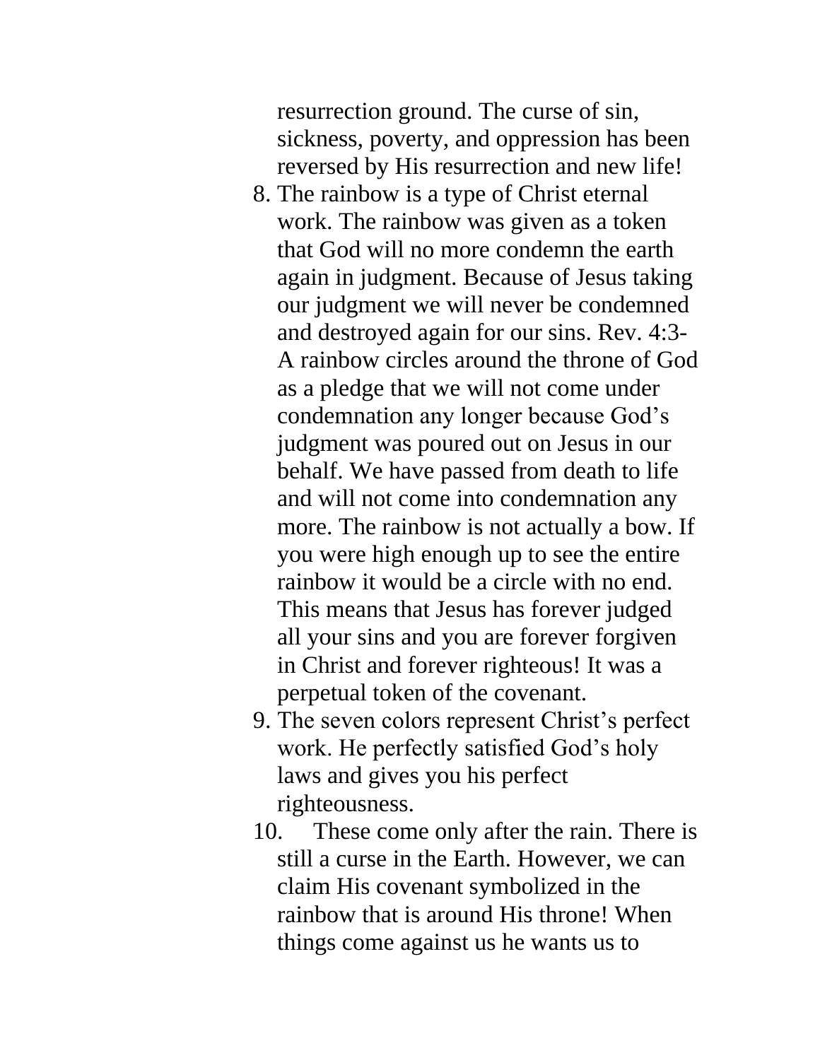resurrection ground. The curse of sin, sickness, poverty, and oppression has been reversed by His resurrection and new life!

8. The rainbow is a type of Christ eternal work. The rainbow was given as a token that God will no more condemn the earth again in judgment. Because of Jesus taking our judgment we will never be condemned and destroyed again for our sins. Rev. 4:3- A rainbow circles around the throne of God as a pledge that we will not come under condemnation any longer because God's judgment was poured out on Jesus in our behalf. We have passed from death to life and will not come into condemnation any more. The rainbow is not actually a bow. If you were high enough up to see the entire rainbow it would be a circle with no end. This means that Jesus has forever judged all your sins and you are forever forgiven in Christ and forever righteous! It was a perpetual token of the covenant.
9. The seven colors represent Christ's perfect work. He perfectly satisfied God's holy laws and gives you his perfect righteousness.
10. These come only after the rain. There is still a curse in the Earth. However, we can claim His covenant symbolized in the rainbow that is around His throne! When things come against us he wants us to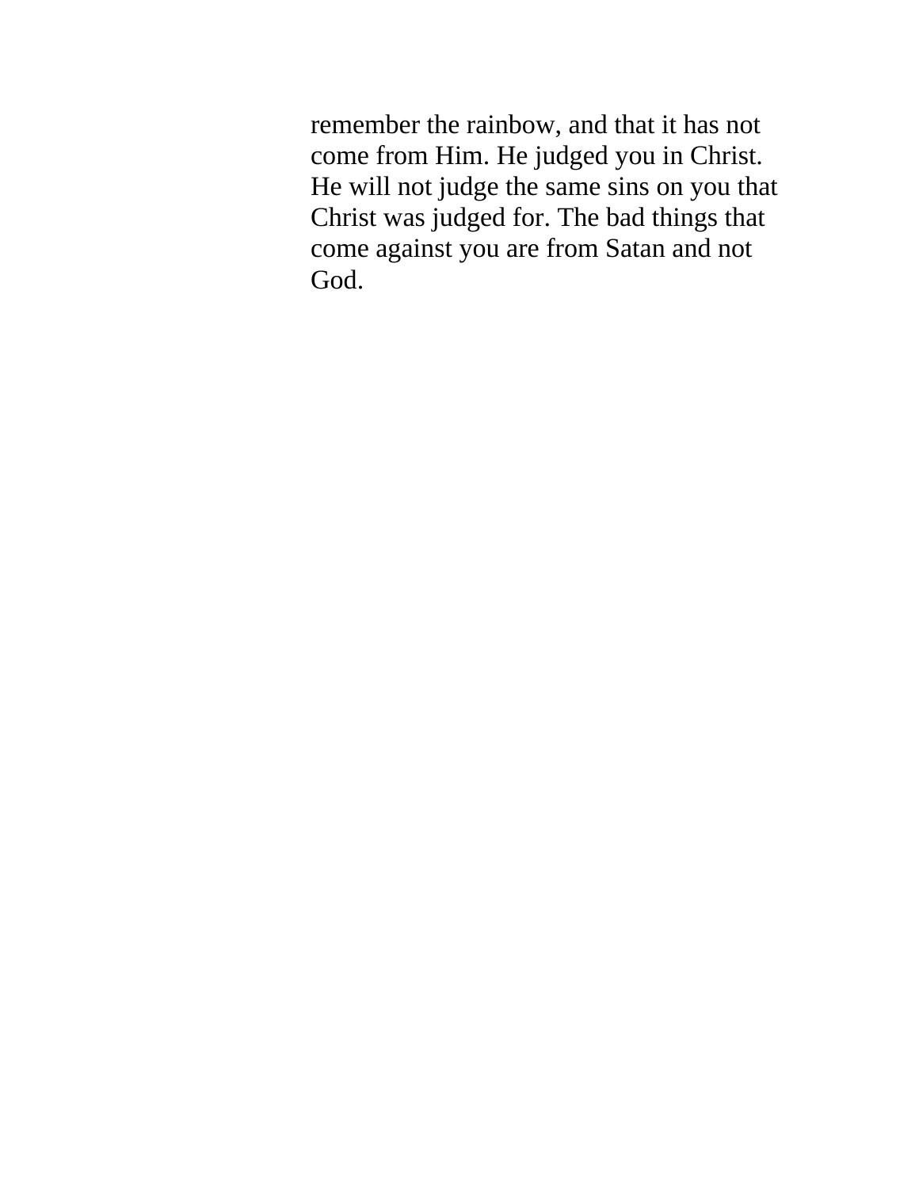remember the rainbow, and that it has not come from Him. He judged you in Christ. He will not judge the same sins on you that Christ was judged for. The bad things that come against you are from Satan and not God.